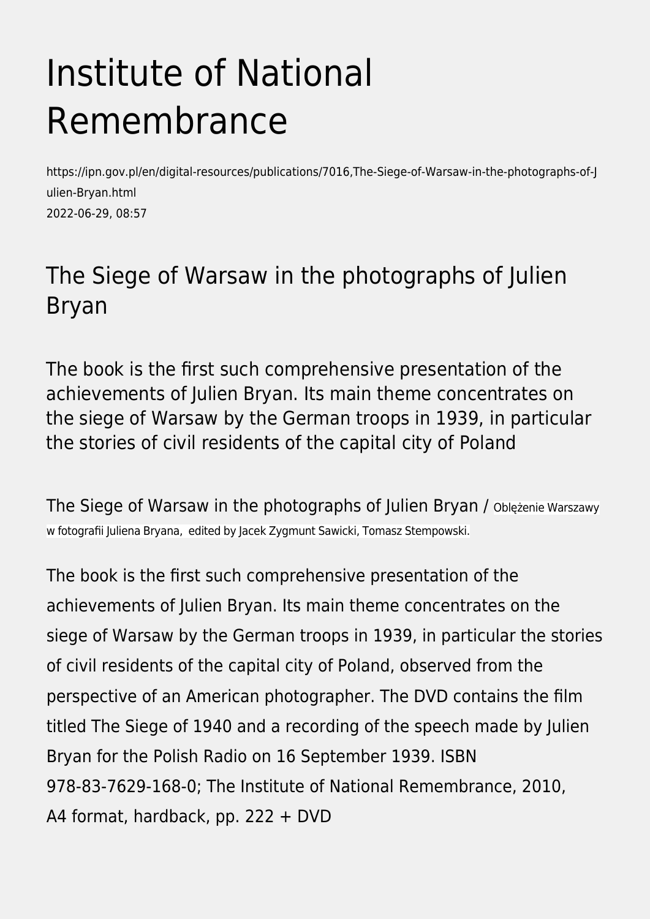# Institute of National Remembrance

https://ipn.gov.pl/en/digital-resources/publications/7016,The-Siege-of-Warsaw-in-the-photographs-of-Julien-Bryan.html
2022-06-29, 08:57

## The Siege of Warsaw in the photographs of Julien Bryan

The book is the first such comprehensive presentation of the achievements of Julien Bryan. Its main theme concentrates on the siege of Warsaw by the German troops in 1939, in particular the stories of civil residents of the capital city of Poland

The Siege of Warsaw in the photographs of Julien Bryan / Oblężenie Warszawy w fotografii Juliena Bryana, edited by Jacek Zygmunt Sawicki, Tomasz Stempowski.

The book is the first such comprehensive presentation of the achievements of Julien Bryan. Its main theme concentrates on the siege of Warsaw by the German troops in 1939, in particular the stories of civil residents of the capital city of Poland, observed from the perspective of an American photographer. The DVD contains the film titled The Siege of 1940 and a recording of the speech made by Julien Bryan for the Polish Radio on 16 September 1939. ISBN 978-83-7629-168-0; The Institute of National Remembrance, 2010, A4 format, hardback, pp. 222 + DVD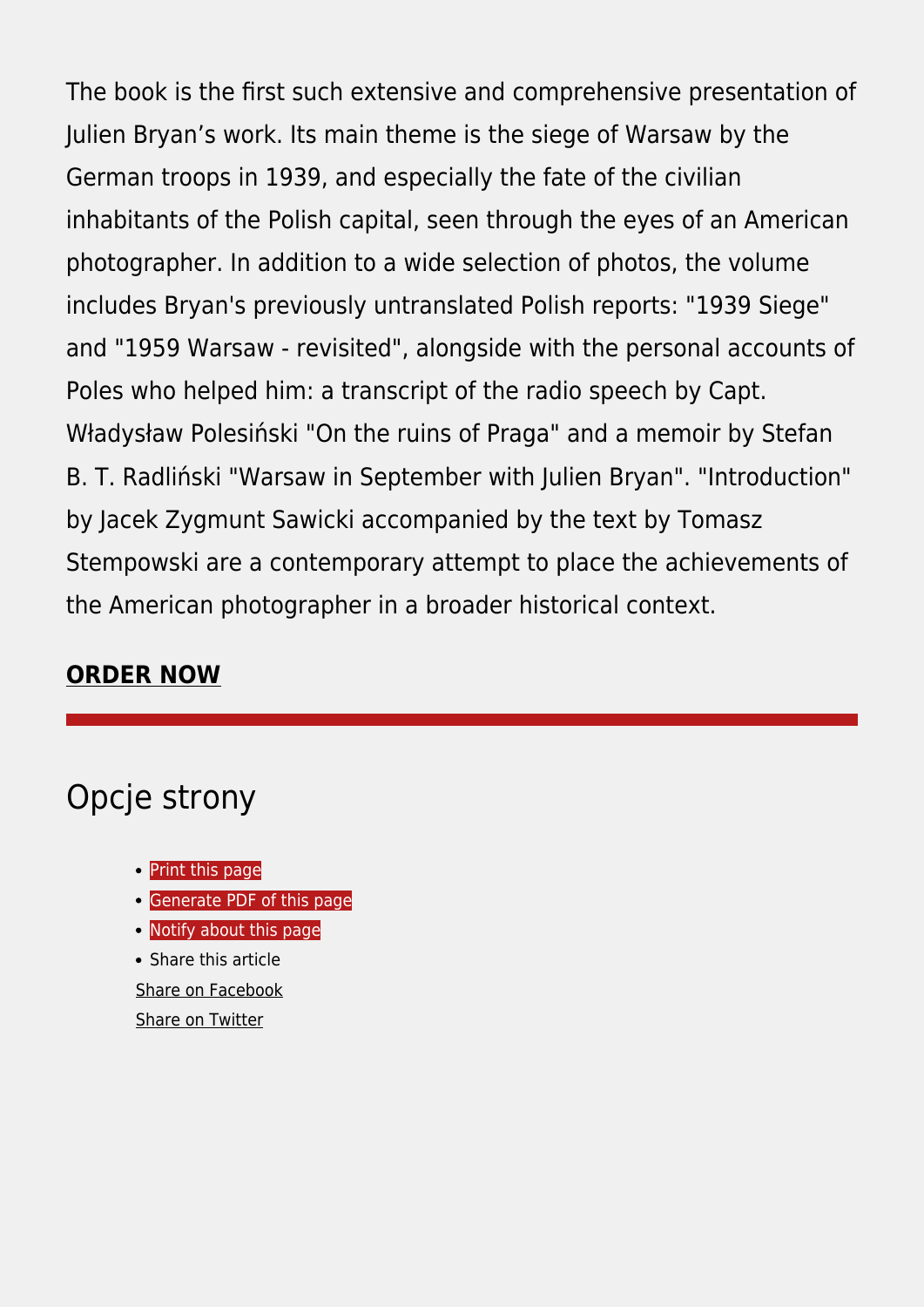The book is the first such extensive and comprehensive presentation of Julien Bryan's work. Its main theme is the siege of Warsaw by the German troops in 1939, and especially the fate of the civilian inhabitants of the Polish capital, seen through the eyes of an American photographer. In addition to a wide selection of photos, the volume includes Bryan's previously untranslated Polish reports: "1939 Siege" and "1959 Warsaw - revisited", alongside with the personal accounts of Poles who helped him: a transcript of the radio speech by Capt. Władysław Polesiński "On the ruins of Praga" and a memoir by Stefan B. T. Radliński "Warsaw in September with Julien Bryan". "Introduction" by Jacek Zygmunt Sawicki accompanied by the text by Tomasz Stempowski are a contemporary attempt to place the achievements of the American photographer in a broader historical context.

**ORDER NOW**

## Opcje strony

- Print this page
- Generate PDF of this page
- Notify about this page
- Share this article

Share on Facebook

Share on Twitter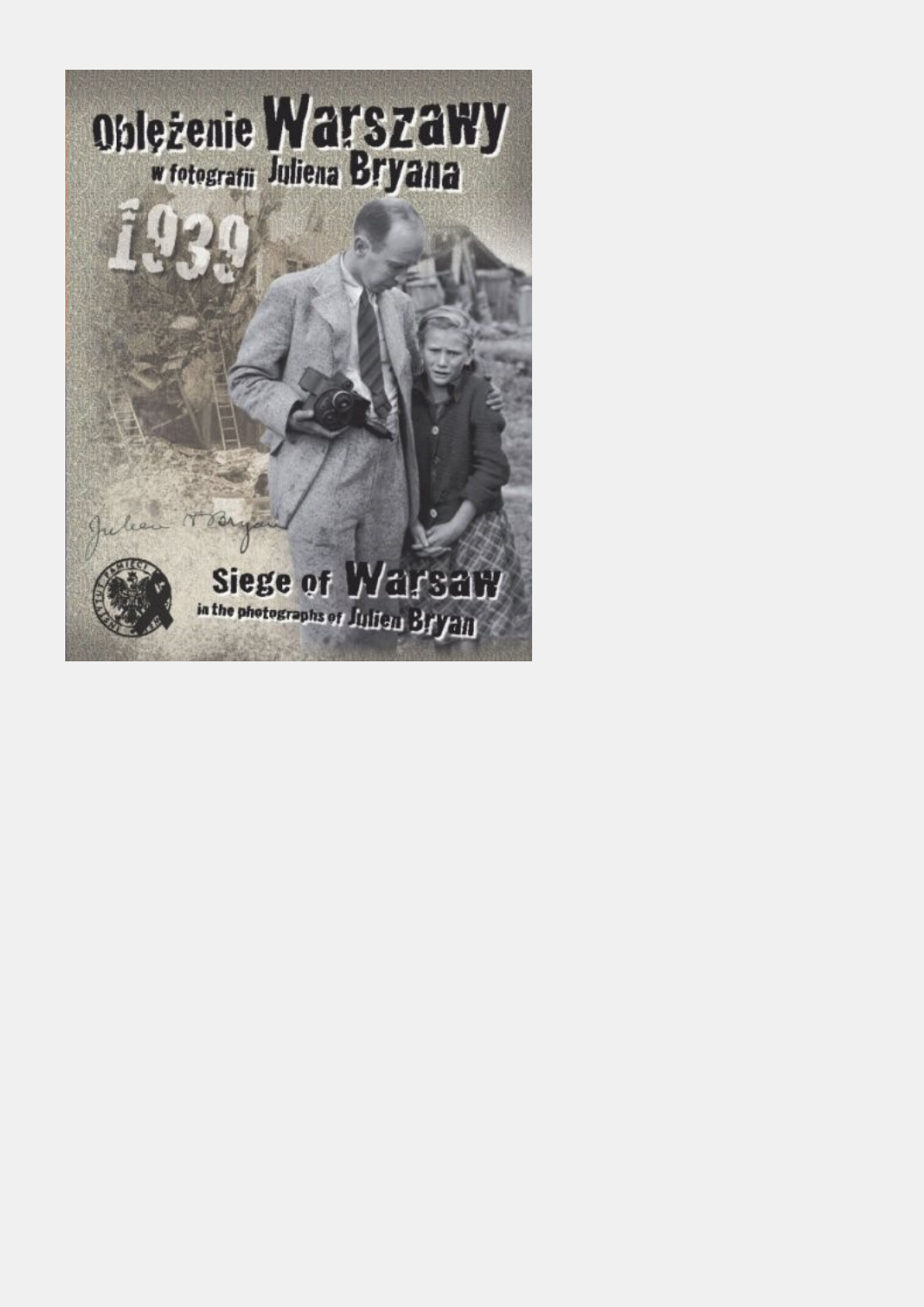# Oblężenie Warszawy

w fotografii Juliena Bryana

1939

# Siege of Warsaw

in the photographs of Julien Bryan